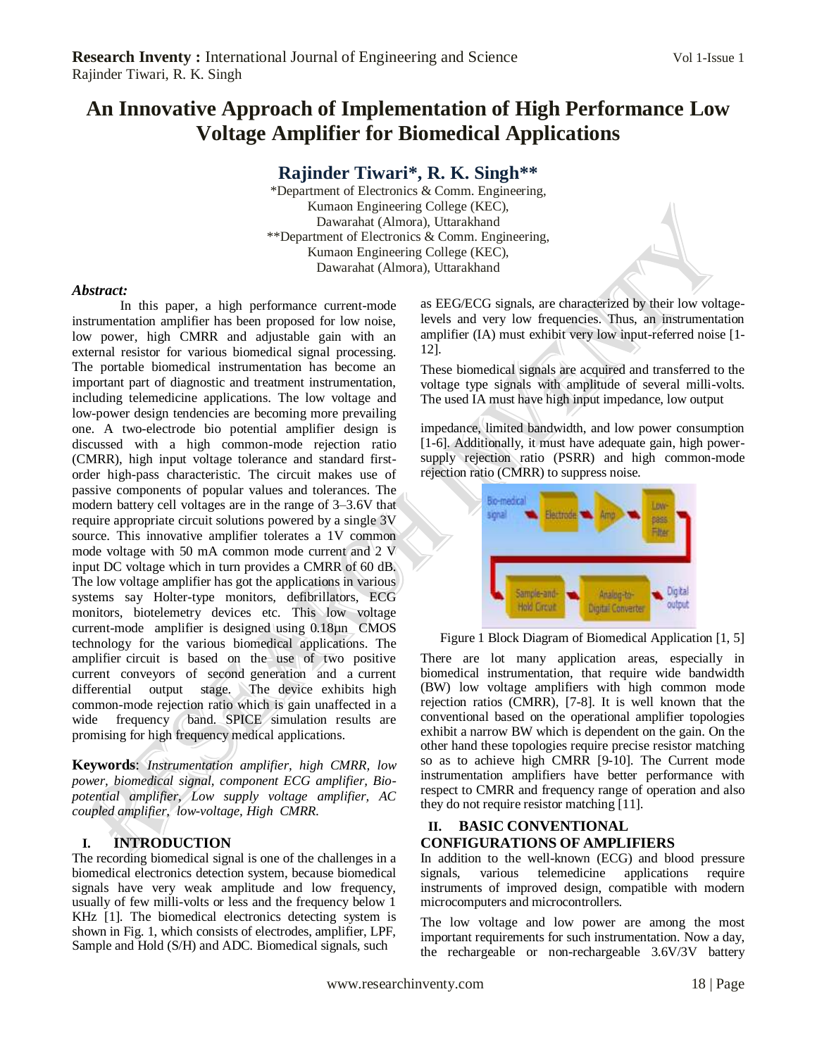# An Innovative Approach of Implementation of High Performance Low Voltage Amplifier for Biomedical Applications

## Rajinder Tiwari*, R. K. Singh**

*Department of Electronics & Comm. Engineering,
Kumaon Engineering College (KEC),
Dawarahat (Almora), Uttarakhand
**Department of Electronics & Comm. Engineering,
Kumaon Engineering College (KEC),
Dawarahat (Almora), Uttarakhand

***Abstract:***

In this paper, a high performance current-mode instrumentation amplifier has been proposed for low noise, low power, high CMRR and adjustable gain with an external resistor for various biomedical signal processing. The portable biomedical instrumentation has become an important part of diagnostic and treatment instrumentation, including telemedicine applications. The low voltage and low-power design tendencies are becoming more prevailing one. A two-electrode bio potential amplifier design is discussed with a high common-mode rejection ratio (CMRR), high input voltage tolerance and standard first-order high-pass characteristic. The circuit makes use of passive components of popular values and tolerances. The modern battery cell voltages are in the range of 3–3.6V that require appropriate circuit solutions powered by a single 3V source. This innovative amplifier tolerates a 1V common mode voltage with 50 mA common mode current and 2 V input DC voltage which in turn provides a CMRR of 60 dB. The low voltage amplifier has got the applications in various systems say Holter-type monitors, defibrillators, ECG monitors, biotelemetry devices etc. This low voltage current-mode amplifier is designed using 0.18μn CMOS technology for the various biomedical applications. The amplifier circuit is based on the use of two positive current conveyors of second generation and a current differential output stage. The device exhibits high common-mode rejection ratio which is gain unaffected in a wide frequency band. SPICE simulation results are promising for high frequency medical applications.

**Keywords**: *Instrumentation amplifier, high CMRR, low power, biomedical signal, component ECG amplifier, Bio-potential amplifier, Low supply voltage amplifier, AC coupled amplifier, low-voltage, High CMRR.*

## I. INTRODUCTION

The recording biomedical signal is one of the challenges in a biomedical electronics detection system, because biomedical signals have very weak amplitude and low frequency, usually of few milli-volts or less and the frequency below 1 KHz [1]. The biomedical electronics detecting system is shown in Fig. 1, which consists of electrodes, amplifier, LPF, Sample and Hold (S/H) and ADC. Biomedical signals, such as EEG/ECG signals, are characterized by their low voltage-levels and very low frequencies. Thus, an instrumentation amplifier (IA) must exhibit very low input-referred noise [1-12].

These biomedical signals are acquired and transferred to the voltage type signals with amplitude of several milli-volts. The used IA must have high input impedance, low output impedance, limited bandwidth, and low power consumption [1-6]. Additionally, it must have adequate gain, high power-supply rejection ratio (PSRR) and high common-mode rejection ratio (CMRR) to suppress noise.

Figure 1 Block Diagram of Biomedical Application [1, 5]

There are lot many application areas, especially in biomedical instrumentation, that require wide bandwidth (BW) low voltage amplifiers with high common mode rejection ratios (CMRR), [7-8]. It is well known that the conventional based on the operational amplifier topologies exhibit a narrow BW which is dependent on the gain. On the other hand these topologies require precise resistor matching so as to achieve high CMRR [9-10]. The Current mode instrumentation amplifiers have better performance with respect to CMRR and frequency range of operation and also they do not require resistor matching [11].

## II. BASIC CONVENTIONAL CONFIGURATIONS OF AMPLIFIERS

In addition to the well-known (ECG) and blood pressure signals, various telemedicine applications require instruments of improved design, compatible with modern microcomputers and microcontrollers.

The low voltage and low power are among the most important requirements for such instrumentation. Now a day, the rechargeable or non-rechargeable 3.6V/3V battery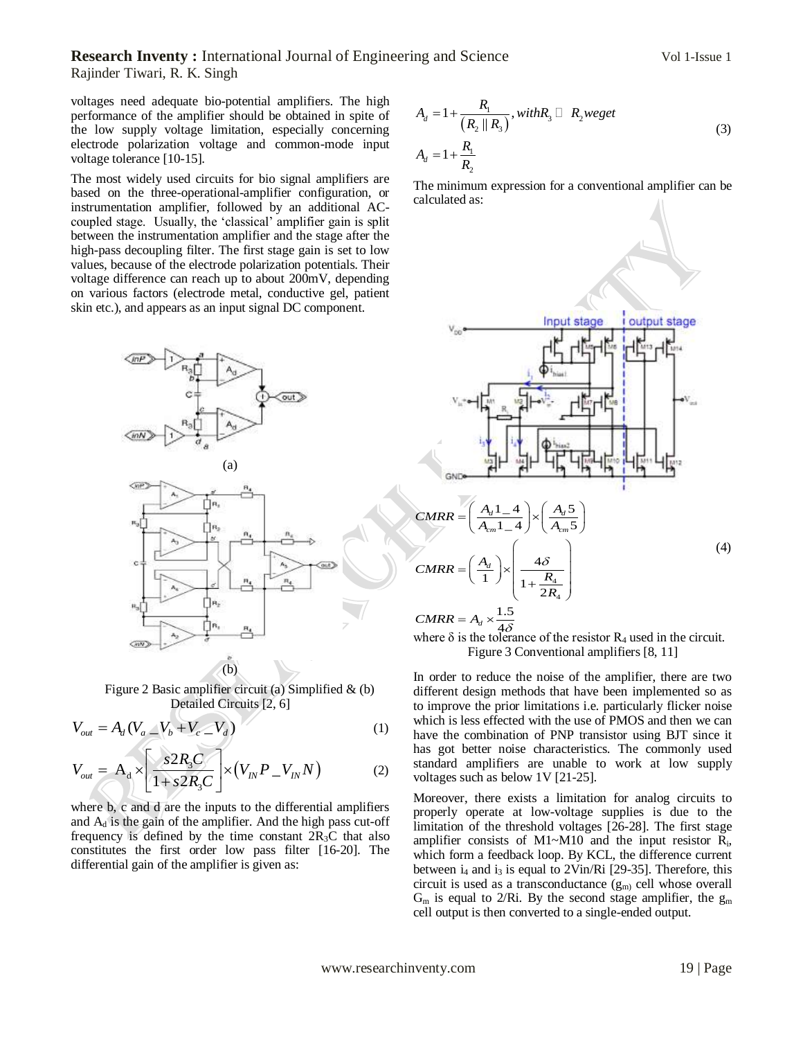voltages need adequate bio-potential amplifiers. The high performance of the amplifier should be obtained in spite of the low supply voltage limitation, especially concerning electrode polarization voltage and common-mode input voltage tolerance [10-15].

The most widely used circuits for bio signal amplifiers are based on the three-operational-amplifier configuration, or instrumentation amplifier, followed by an additional AC-coupled stage. Usually, the 'classical' amplifier gain is split between the instrumentation amplifier and the stage after the high-pass decoupling filter. The first stage gain is set to low values, because of the electrode polarization potentials. Their voltage difference can reach up to about 200mV, depending on various factors (electrode metal, conductive gel, patient skin etc.), and appears as an input signal DC component.

(a)

(b)

Figure 2 Basic amplifier circuit (a) Simplified & (b) Detailed Circuits [2, 6]

$$V_{out} = A_d (V_a \_V_b + V_c \_V_d) \tag{1}$$

$$V_{out} = A_d \times \left[ \frac{s2R_3C}{1+s2R_3C} \right] \times \left( V_{IN}P \_V_{IN}N \right) \tag{2}$$

where b, c and d are the inputs to the differential amplifiers and $A_d$ is the gain of the amplifier. And the high pass cut-off frequency is defined by the time constant $2R_3C$ that also constitutes the first order low pass filter [16-20]. The differential gain of the amplifier is given as:

$$A_d = 1 + \frac{R_1}{(R_2 \parallel R_3)}, with R_3 \gg R_2 we get$$
$$A_d = 1 + \frac{R_1}{R_2} \tag{3}$$

The minimum expression for a conventional amplifier can be calculated as:

$$CMRR = \left( \frac{A_d 1\_4}{A_{cm} 1\_4} \right) \times \left( \frac{A_d 5}{A_{cm} 5} \right)$$
$$CMRR = \left( \frac{A_d}{1} \right) \times \left( \frac{4\delta}{1 + \frac{R_4}{2R_4}} \right) \tag{4}$$
$$CMRR = A_d \times \frac{1.5}{4\delta}$$

where δ is the tolerance of the resistor $R_4$ used in the circuit.

Figure 3 Conventional amplifiers [8, 11]

In order to reduce the noise of the amplifier, there are two different design methods that have been implemented so as to improve the prior limitations i.e. particularly flicker noise which is less effected with the use of PMOS and then we can have the combination of PNP transistor using BJT since it has got better noise characteristics. The commonly used standard amplifiers are unable to work at low supply voltages such as below 1V [21-25].

Moreover, there exists a limitation for analog circuits to properly operate at low-voltage supplies is due to the limitation of the threshold voltages [26-28]. The first stage amplifier consists of M1~M10 and the input resistor $R_i$, which form a feedback loop. By KCL, the difference current between $i_4$ and $i_3$ is equal to 2Vin/Ri [29-35]. Therefore, this circuit is used as a transconductance ($g_m$) cell whose overall $G_m$ is equal to 2/Ri. By the second stage amplifier, the $g_m$ cell output is then converted to a single-ended output.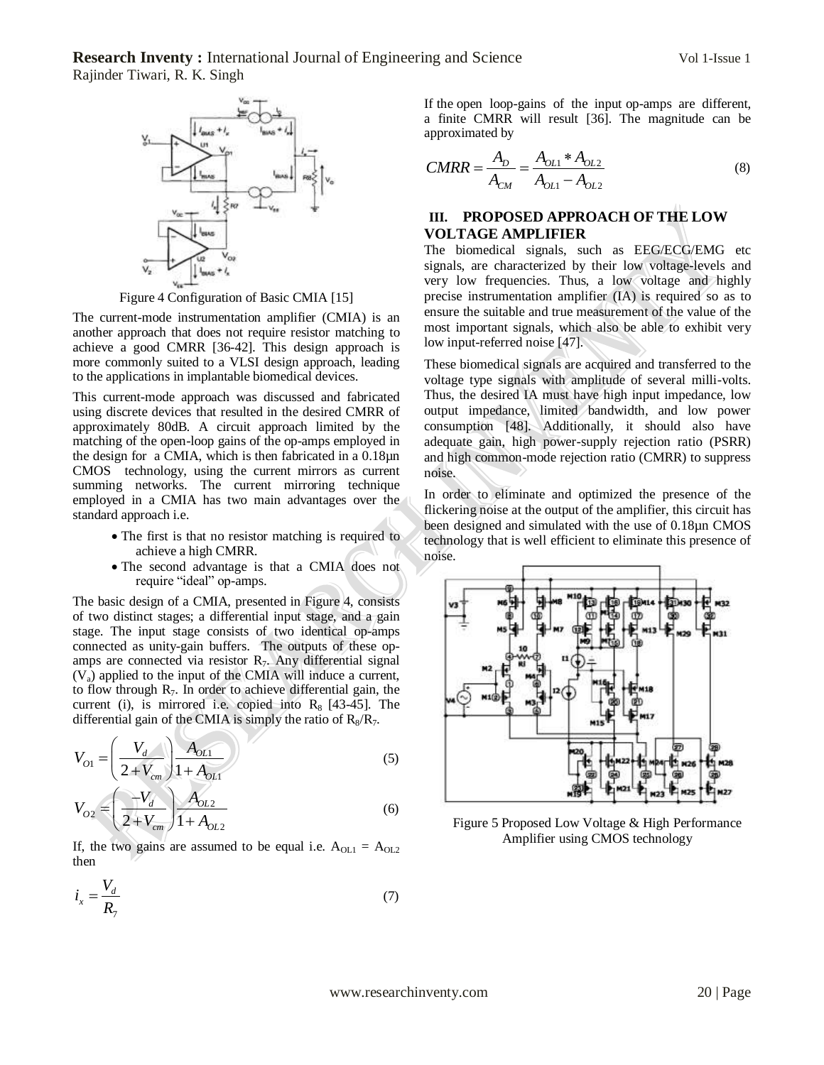Figure 4 Configuration of Basic CMIA [15]

The current-mode instrumentation amplifier (CMIA) is an another approach that does not require resistor matching to achieve a good CMRR [36-42]. This design approach is more commonly suited to a VLSI design approach, leading to the applications in implantable biomedical devices.

This current-mode approach was discussed and fabricated using discrete devices that resulted in the desired CMRR of approximately 80dB. A circuit approach limited by the matching of the open-loop gains of the op-amps employed in the design for a CMIA, which is then fabricated in a 0.18µn CMOS technology, using the current mirrors as current summing networks. The current mirroring technique employed in a CMIA has two main advantages over the standard approach i.e.

- The first is that no resistor matching is required to achieve a high CMRR.
- The second advantage is that a CMIA does not require "ideal" op-amps.

The basic design of a CMIA, presented in Figure 4, consists of two distinct stages; a differential input stage, and a gain stage. The input stage consists of two identical op-amps connected as unity-gain buffers. The outputs of these op-amps are connected via resistor $R_7$. Any differential signal ($V_a$) applied to the input of the CMIA will induce a current, to flow through $R_7$. In order to achieve differential gain, the current (i), is mirrored i.e. copied into $R_8$ [43-45]. The differential gain of the CMIA is simply the ratio of $R_8/R_7$.

$$V_{O1} = \left(\frac{V_d}{2+V_{cm}}\right)\frac{A_{OL1}}{1+A_{OL1}} \tag{5}$$

$$V_{O2} = \left(\frac{-V_d}{2+V_{cm}}\right)\frac{A_{OL2}}{1+A_{OL2}} \tag{6}$$

If, the two gains are assumed to be equal i.e. $A_{OL1} = A_{OL2}$ then

$$i_x = \frac{V_d}{R_7} \tag{7}$$

If the open loop-gains of the input op-amps are different, a finite CMRR will result [36]. The magnitude can be approximated by

$$CMRR = \frac{A_D}{A_{CM}} = \frac{A_{OL1} * A_{OL2}}{A_{OL1} - A_{OL2}} \tag{8}$$

## III. PROPOSED APPROACH OF THE LOW VOLTAGE AMPLIFIER

The biomedical signals, such as EEG/ECG/EMG etc signals, are characterized by their low voltage-levels and very low frequencies. Thus, a low voltage and highly precise instrumentation amplifier (IA) is required so as to ensure the suitable and true measurement of the value of the most important signals, which also be able to exhibit very low input-referred noise [47].

These biomedical signals are acquired and transferred to the voltage type signals with amplitude of several milli-volts. Thus, the desired IA must have high input impedance, low output impedance, limited bandwidth, and low power consumption [48]. Additionally, it should also have adequate gain, high power-supply rejection ratio (PSRR) and high common-mode rejection ratio (CMRR) to suppress noise.

In order to eliminate and optimized the presence of the flickering noise at the output of the amplifier, this circuit has been designed and simulated with the use of 0.18µn CMOS technology that is well efficient to eliminate this presence of noise.

Figure 5 Proposed Low Voltage & High Performance Amplifier using CMOS technology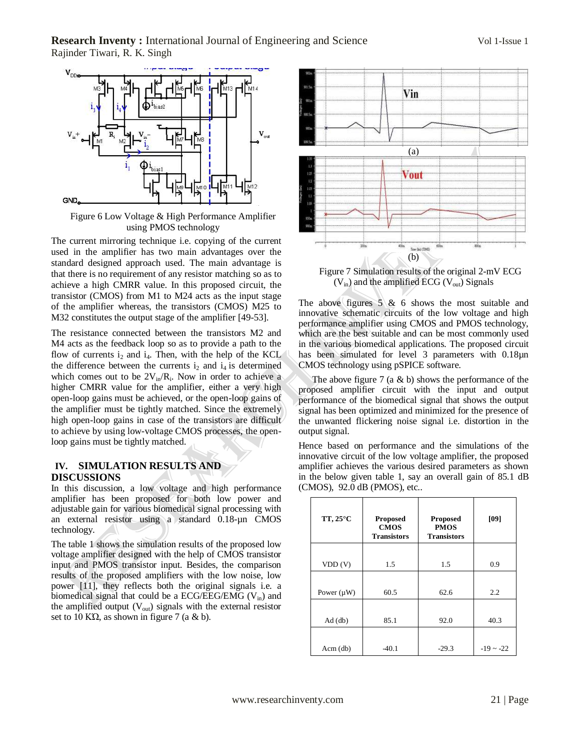Figure 6 Low Voltage & High Performance Amplifier using PMOS technology

The current mirroring technique i.e. copying of the current used in the amplifier has two main advantages over the standard designed approach used. The main advantage is that there is no requirement of any resistor matching so as to achieve a high CMRR value. In this proposed circuit, the transistor (CMOS) from M1 to M24 acts as the input stage of the amplifier whereas, the transistors (CMOS) M25 to M32 constitutes the output stage of the amplifier [49-53].

The resistance connected between the transistors M2 and M4 acts as the feedback loop so as to provide a path to the flow of currents $i_2$ and $i_4$. Then, with the help of the KCL the difference between the currents $i_2$ and $i_4$ is determined which comes out to be $2V_{in}/R_i$. Now in order to achieve a higher CMRR value for the amplifier, either a very high open-loop gains must be achieved, or the open-loop gains of the amplifier must be tightly matched. Since the extremely high open-loop gains in case of the transistors are difficult to achieve by using low-voltage CMOS processes, the open-loop gains must be tightly matched.

## IV. SIMULATION RESULTS AND DISCUSSIONS

In this discussion, a low voltage and high performance amplifier has been proposed for both low power and adjustable gain for various biomedical signal processing with an external resistor using a standard 0.18-µn CMOS technology.

The table 1 shows the simulation results of the proposed low voltage amplifier designed with the help of CMOS transistor input and PMOS transistor input. Besides, the comparison results of the proposed amplifiers with the low noise, low power [11], they reflects both the original signals i.e. a biomedical signal that could be a ECG/EEG/EMG ($V_{in}$) and the amplified output ($V_{out}$) signals with the external resistor set to 10 KΩ, as shown in figure 7 (a & b).

Figure 7 Simulation results of the original 2-mV ECG ($V_{in}$) and the amplified ECG ($V_{out}$) Signals

The above figures 5 & 6 shows the most suitable and innovative schematic circuits of the low voltage and high performance amplifier using CMOS and PMOS technology, which are the best suitable and can be most commonly used in the various biomedical applications. The proposed circuit has been simulated for level 3 parameters with 0.18µn CMOS technology using pSPICE software.

The above figure 7 (a & b) shows the performance of the proposed amplifier circuit with the input and output performance of the biomedical signal that shows the output signal has been optimized and minimized for the presence of the unwanted flickering noise signal i.e. distortion in the output signal.

Hence based on performance and the simulations of the innovative circuit of the low voltage amplifier, the proposed amplifier achieves the various desired parameters as shown in the below given table 1, say an overall gain of 85.1 dB (CMOS), 92.0 dB (PMOS), etc..

| TT, 25°C | Proposed CMOS Transistors | Proposed PMOS Transistors | [09] |
|---|---|---|---|
| VDD (V) | 1.5 | 1.5 | 0.9 |
| Power (µW) | 60.5 | 62.6 | 2.2 |
| Ad (db) | 85.1 | 92.0 | 40.3 |
| Acm (db) | -40.1 | -29.3 | -19 ~ -22 |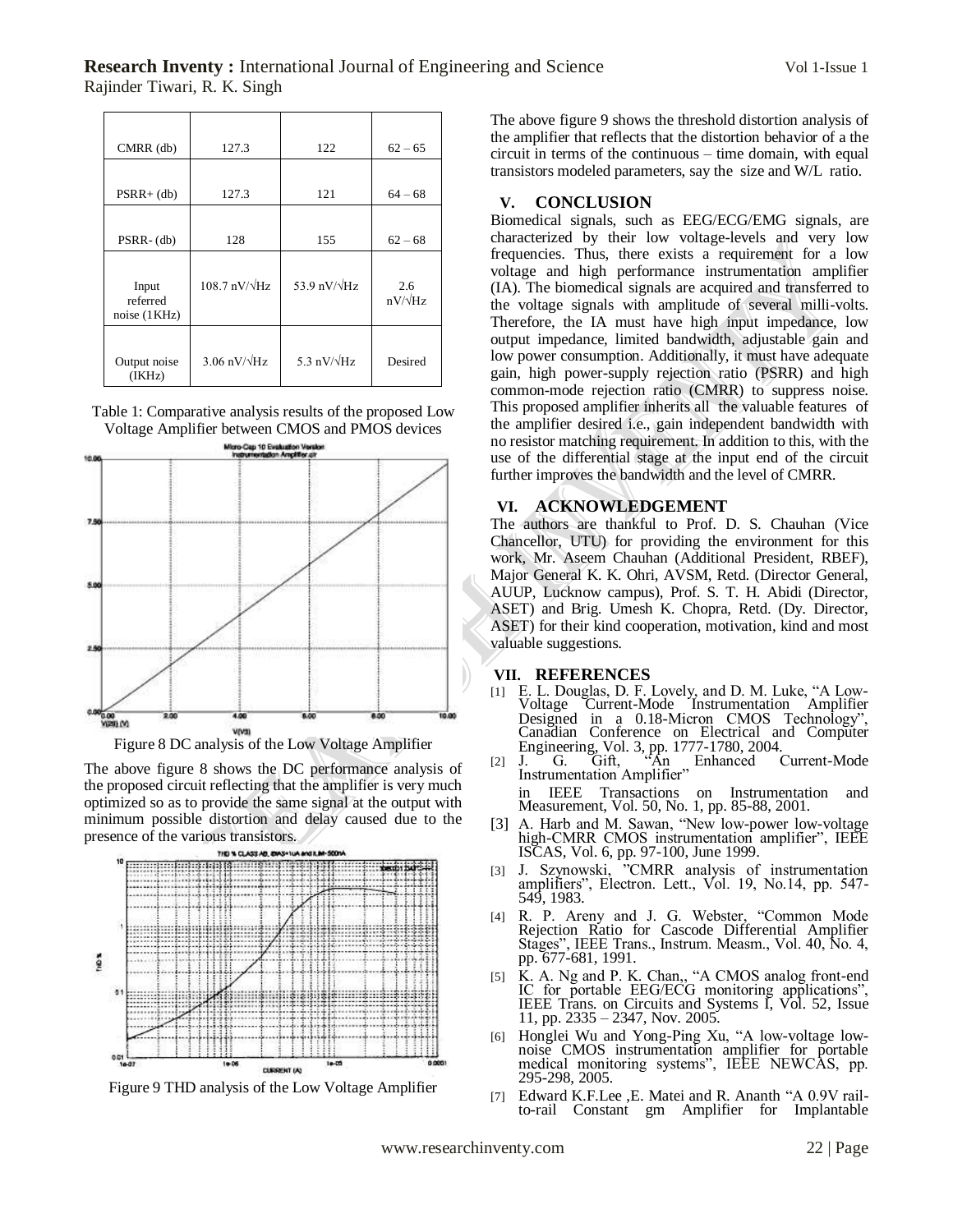| CMRR (db) | 127.3 | 122 | 62 – 65 |
|---|---|---|---|
| PSRR+ (db) | 127.3 | 121 | 64 – 68 |
| PSRR- (db) | 128 | 155 | 62 – 68 |
| Input referred noise (1KHz) | 108.7 nV/√Hz | 53.9 nV/√Hz | 2.6 nV/√Hz |
| Output noise (IKHz) | 3.06 nV/√Hz | 5.3 nV/√Hz | Desired |

Table 1: Comparative analysis results of the proposed Low Voltage Amplifier between CMOS and PMOS devices

Figure 8 DC analysis of the Low Voltage Amplifier

The above figure 8 shows the DC performance analysis of the proposed circuit reflecting that the amplifier is very much optimized so as to provide the same signal at the output with minimum possible distortion and delay caused due to the presence of the various transistors.

Figure 9 THD analysis of the Low Voltage Amplifier

The above figure 9 shows the threshold distortion analysis of the amplifier that reflects that the distortion behavior of a the circuit in terms of the continuous – time domain, with equal transistors modeled parameters, say the size and W/L ratio.

## V. CONCLUSION

Biomedical signals, such as EEG/ECG/EMG signals, are characterized by their low voltage-levels and very low frequencies. Thus, there exists a requirement for a low voltage and high performance instrumentation amplifier (IA). The biomedical signals are acquired and transferred to the voltage signals with amplitude of several milli-volts. Therefore, the IA must have high input impedance, low output impedance, limited bandwidth, adjustable gain and low power consumption. Additionally, it must have adequate gain, high power-supply rejection ratio (PSRR) and high common-mode rejection ratio (CMRR) to suppress noise. This proposed amplifier inherits all the valuable features of the amplifier desired i.e., gain independent bandwidth with no resistor matching requirement. In addition to this, with the use of the differential stage at the input end of the circuit further improves the bandwidth and the level of CMRR.

## VI. ACKNOWLEDGEMENT

The authors are thankful to Prof. D. S. Chauhan (Vice Chancellor, UTU) for providing the environment for this work, Mr. Aseem Chauhan (Additional President, RBEF), Major General K. K. Ohri, AVSM, Retd. (Director General, AUUP, Lucknow campus), Prof. S. T. H. Abidi (Director, ASET) and Brig. Umesh K. Chopra, Retd. (Dy. Director, ASET) for their kind cooperation, motivation, kind and most valuable suggestions.

## VII. REFERENCES

[1] E. L. Douglas, D. F. Lovely, and D. M. Luke, "A Low-Voltage Current-Mode Instrumentation Amplifier Designed in a 0.18-Micron CMOS Technology", Canadian Conference on Electrical and Computer Engineering, Vol. 3, pp. 1777-1780, 2004.

[2] J. G. Gift, "An Enhanced Current-Mode Instrumentation Amplifier" in IEEE Transactions on Instrumentation and Measurement, Vol. 50, No. 1, pp. 85-88, 2001.

[3] A. Harb and M. Sawan, "New low-power low-voltage high-CMRR CMOS instrumentation amplifier", IEEE ISCAS, Vol. 6, pp. 97-100, June 1999.

[3] J. Szynowski, "CMRR analysis of instrumentation amplifiers", Electron. Lett., Vol. 19, No.14, pp. 547-549, 1983.

[4] R. P. Areny and J. G. Webster, "Common Mode Rejection Ratio for Cascode Differential Amplifier Stages", IEEE Trans., Instrum. Measm., Vol. 40, No. 4, pp. 677-681, 1991.

[5] K. A. Ng and P. K. Chan,, "A CMOS analog front-end IC for portable EEG/ECG monitoring applications", IEEE Trans. on Circuits and Systems I, Vol. 52, Issue 11, pp. 2335 – 2347, Nov. 2005.

[6] Honglei Wu and Yong-Ping Xu, "A low-voltage low-noise CMOS instrumentation amplifier for portable medical monitoring systems", IEEE NEWCAS, pp. 295-298, 2005.

[7] Edward K.F.Lee ,E. Matei and R. Ananth "A 0.9V rail-to-rail Constant gm Amplifier for Implantable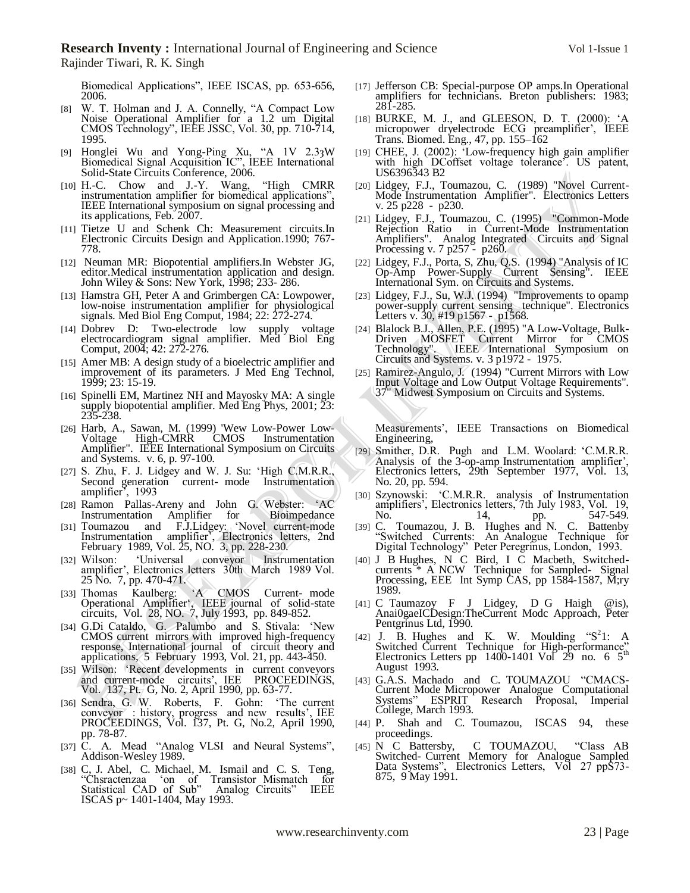Biomedical Applications", IEEE ISCAS, pp. 653-656, 2006.

[8] W. T. Holman and J. A. Connelly, "A Compact Low Noise Operational Amplifier for a 1.2 um Digital CMOS Technology", IEEE JSSC, Vol. 30, pp. 710-714, 1995.

[9] Honglei Wu and Yong-Ping Xu, "A 1V 2.3μW Biomedical Signal Acquisition IC", IEEE International Solid-State Circuits Conference, 2006.

[10] H.-C. Chow and J.-Y. Wang, "High CMRR instrumentation amplifier for biomedical applications", IEEE International symposium on signal processing and its applications, Feb. 2007.

[11] Tietze U and Schenk Ch: Measurement circuits.In Electronic Circuits Design and Application.1990; 767-778.

[12] Neuman MR: Biopotential amplifiers.In Webster JG, editor.Medical instrumentation application and design. John Wiley & Sons: New York, 1998; 233- 286.

[13] Hamstra GH, Peter A and Grimbergen CA: Lowpower, low-noise instrumentation amplifier for physiological signals. Med Biol Eng Comput, 1984; 22: 272-274.

[14] Dobrev D: Two-electrode low supply voltage electrocardiogram signal amplifier. Med Biol Eng Comput, 2004; 42: 272-276.

[15] Amer MB: A design study of a bioelectric amplifier and improvement of its parameters. J Med Eng Technol, 1999; 23: 15-19.

[16] Spinelli EM, Martinez NH and Mayosky MA: A single supply biopotential amplifier. Med Eng Phys, 2001; 23: 235-238.

[17] Jefferson CB: Special-purpose OP amps.In Operational amplifiers for technicians. Breton publishers: 1983; 281-285.

[18] BURKE, M. J., and GLEESON, D. T. (2000): 'A micropower dryelectrode ECG preamplifier', IEEE Trans. Biomed. Eng., 47, pp. 155–162

[19] CHEE, J. (2002): 'Low-frequency high gain amplifier with high DCoffset voltage tolerance'. US patent, US6396343 B2

[20] Lidgey, F.J., Toumazou, C. (1989) "Novel Current-Mode Instrumentation Amplifier". Electronics Letters v. 25 p228 - p230.

[21] Lidgey, F.J., Toumazou, C. (1995) "Common-Mode Rejection Ratio in Current-Mode Instrumentation Amplifiers". Analog Integrated Circuits and Signal Processing v. 7 p257 - p260.

[22] Lidgey, F.J., Porta, S, Zhu, Q.S. (1994) "Analysis of IC Op-Amp Power-Supply Current Sensing". IEEE International Sym. on Circuits and Systems.

[23] Lidgey, F.J., Su, W.J. (1994) "Improvements to opamp power-supply current sensing technique". Electronics Letters v. 30, #19 p1567 - p1568.

[24] Blalock B.J., Allen, P.E. (1995) "A Low-Voltage, Bulk-Driven MOSFET Current Mirror for CMOS Technology". IEEE International Symposium on Circuits and Systems. v. 3 p1972 - 1975.

[25] Ramirez-Angulo, J. (1994) "Current Mirrors with Low Input Voltage and Low Output Voltage Requirements". 37" Midwest Symposium on Circuits and Systems.

[26] Harb, A., Sawan, M. (1999) 'Wew Low-Power Low-Voltage High-CMRR CMOS Instrumentation Amplifier". IEEE International Symposium on Circuits and Systems. v. 6, p. 97-100.

[27] S. Zhu, F. J. Lidgey and W. J. Su: 'High C.M.R.R., Second generation current- mode Instrumentation amplifier', 1993

[28] Ramon Pallas-Areny and John G. Webster: 'AC Instrumentation Amplifier for Bioimpedance Measurements', IEEE Transactions on Biomedical Engineering,

[29] Smither, D.R. Pugh and L.M. Woolard: 'C.M.R.R. Analysis of the 3-op-amp Instrumentation amplifier', Electronics letters, 29th September 1977, Vol. 13, No. 20, pp. 594.

[30] Szynowski: 'C.M.R.R. analysis of Instrumentation amplifiers', Electronics letters, 7th July 1983, Vol. 19, No. 14, pp. 547-549.

[31] Toumazou and F.J.Lidgey: 'Novel current-mode Instrumentation amplifier', Electronics letters, 2nd February 1989, Vol. 25, NO. 3, pp. 228-230.

[32] Wilson: 'Universal conveyor Instrumentation amplifier', Electronics letters 30th March 1989 Vol. 25 No. 7, pp. 470-471.

[33] Thomas Kaulberg: 'A CMOS Current- mode Operational Amplifier', IEEE journal of solid-state circuits, Vol. 28, NO. 7, July 1993, pp. 849-852.

[34] G.Di Cataldo, G. Palumbo and S. Stivala: 'New CMOS current mirrors with improved high-frequency response, International journal of circuit theory and applications, 5 February 1993, Vol. 21, pp. 443-450.

[35] Wilson: 'Recent developments in current conveyors and current-mode circuits', IEE PROCEEDINGS, Vol. 137, Pt. G, No. 2, April 1990, pp. 63-77.

[36] Sendra, G. W. Roberts, F. Gohn: 'The current conveyor : history, progress and new results', IEE PROCEEDINGS, Vol. 137, Pt. G, No.2, April 1990, pp. 78-87.

[37] C. A. Mead "Analog VLSI and Neural Systems", Addison-Wesley 1989.

[38] C, J. Abel, C. Michael, M. Ismail and C. S. Teng, "Chsractenzaa 'on of Transistor Mismatch for Statistical CAD of Sub" Analog Circuits" IEEE ISCAS p~ 1401-1404, May 1993.

[39] C. Toumazou, J. B. Hughes and N. C. Battenby "Switched Currents: An Analogue Technique for Digital Technology" Peter Peregrinus, London, 1993.

[40] J B Hughes, N C Bird, I C Macbeth, Switched-currents * A NCW Technique for Sampled- Signal Processing, EEE Int Symp CAS, pp 1584-1587, M;ry 1989.

[41] C Taumazoy F J Lidgey, D G Haigh @is), Anai0gaeICDesign:TheCurrent Modc Approach, Peter Pentgrinus Ltd, 1990.

[42] J. B. Hughes and K. W. Moulding "$S^2$1: A Switched Current Technique for High-performance" Electronics Letters pp 1400-1401 Vol 29 no. 6 5th August 1993.

[43] G.A.S. Machado and C. TOUMAZOU "CMACS-Current Mode Micropower Analogue Computational Systems" ESPRIT Research Proposal, Imperial College, March 1993.

[44] P. Shah and C. Toumazou, ISCAS 94, these proceedings.

[45] N C Battersby, C TOUMAZOU, "Class AB Switched- Current Memory for Analogue Sampled Data Systems", Electronics Letters, Vol 27 ppS73-875, 9 May 1991.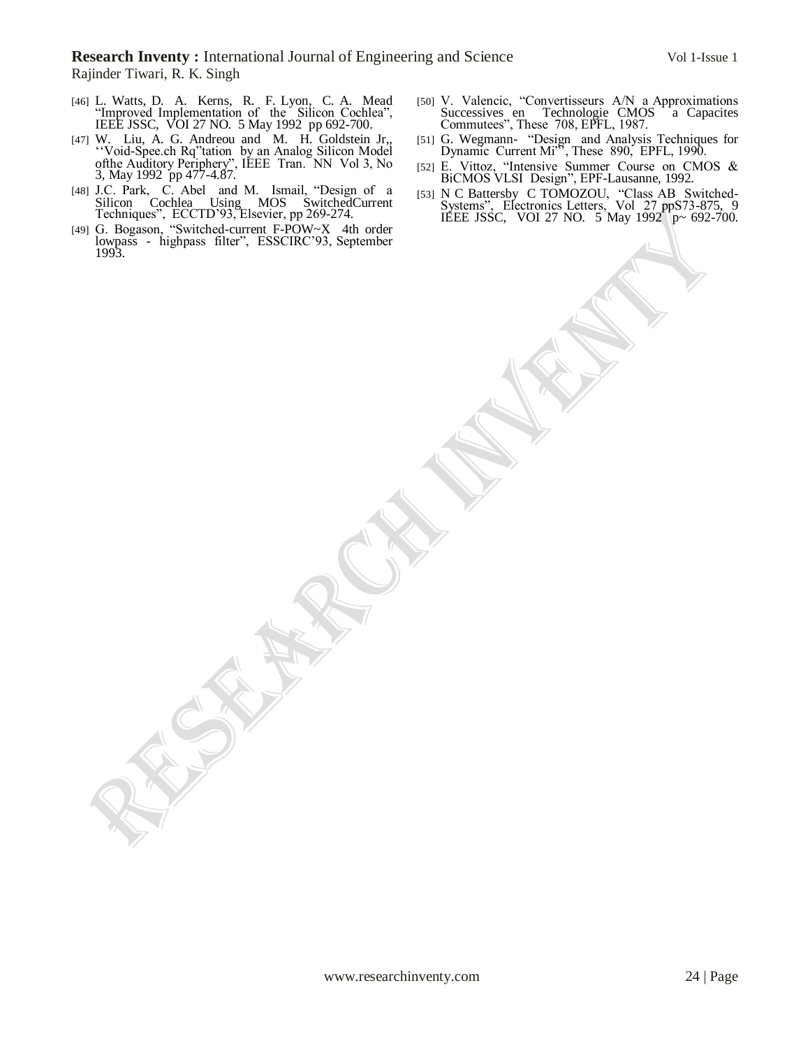[46] L. Watts, D. A. Kerns, R. F. Lyon, C. A. Mead "Improved Implementation of the Silicon Cochlea", IEEE JSSC, VOI 27 NO. 5 May 1992 pp 692-700.

[47] W. Liu, A. G. Andreou and M. H. Goldstein Jr,, ''Void-Spee.ch Rq"tation by an Analog Silicon Model ofthe Auditory Periphery", IEEE Tran. NN Vol 3, No 3, May 1992 pp 477-4.87.

[48] J.C. Park, C. Abel and M. Ismail, "Design of a Silicon Cochlea Using MOS SwitchedCurrent Techniques", ECCTD'93, Elsevier, pp 269-274.

[49] G. Bogason, "Switched-current F-POW~X 4th order lowpass - highpass filter", ESSCIRC'93, September 1993.

[50] V. Valencic, "Convertisseurs A/N a Approximations Successives en Technologie CMOS a Capacites Commutees", These 708, EPFL, 1987.

[51] G. Wegmann- "Design and Analysis Techniques for Dynamic Current Mi"", These 890, EPFL, 1990.

[52] E. Vittoz, "Intensive Summer Course on CMOS & BiCMOS VLSI Design", EPF-Lausanne, 1992.

[53] N C Battersby C TOMOZOU, "Class AB Switched-Systems", Electronics Letters, Vol 27 ppS73-875, 9 IEEE JSSC, VOI 27 NO. 5 May 1992 p~ 692-700.